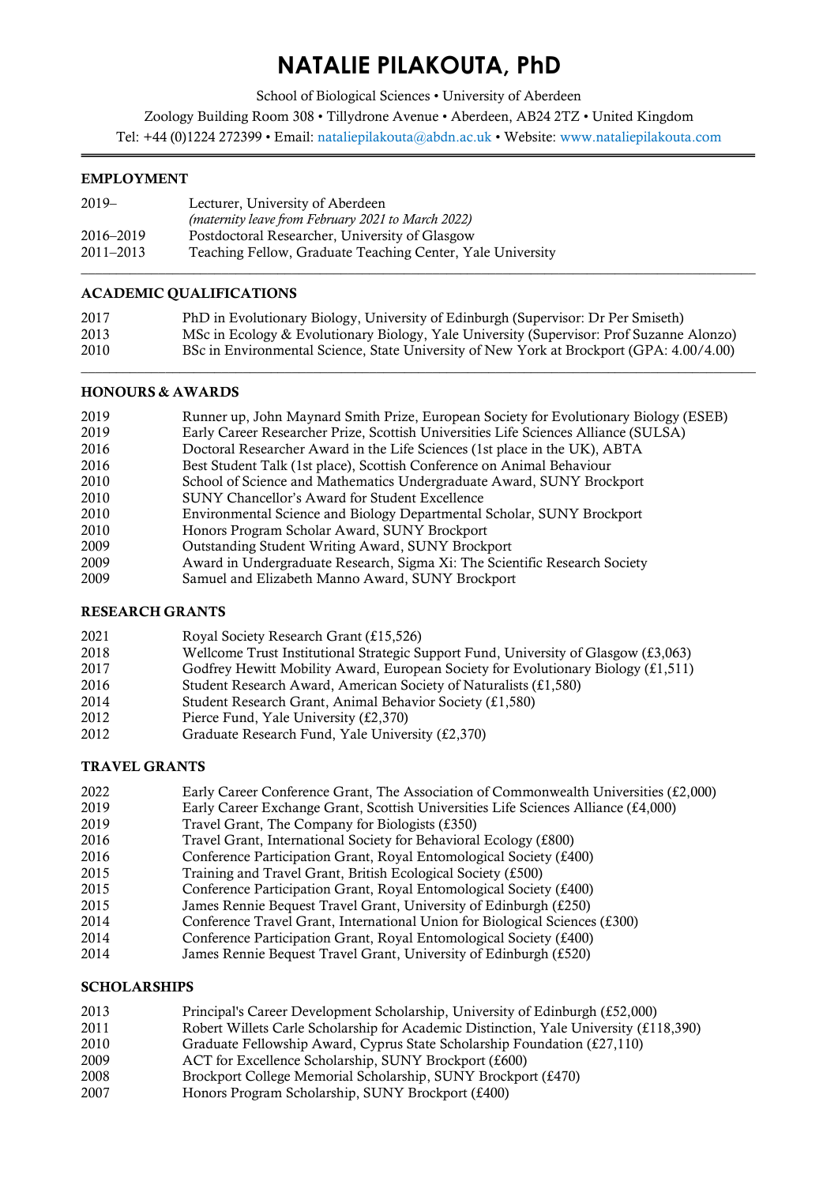# NATALIE PILAKOUTA, PhD

School of Biological Sciences • University of Aberdeen

Zoology Building Room 308 • Tillydrone Avenue • Aberdeen, AB24 2TZ • United Kingdom

Tel: +44 (0)1224 272399 • Email: nataliepilakouta@abdn.ac.uk • Website: www.nataliepilakouta.com

---

## EMPLOYMENT

| | |
|---|---|
| 2019– | Lecturer, University of Aberdeen *(maternity leave from February 2021 to March 2022)* |
| 2016–2019 | Postdoctoral Researcher, University of Glasgow |
| 2011–2013 | Teaching Fellow, Graduate Teaching Center, Yale University |

---

## ACADEMIC QUALIFICATIONS

| | |
|---|---|
| 2017 | PhD in Evolutionary Biology, University of Edinburgh (Supervisor: Dr Per Smiseth) |
| 2013 | MSc in Ecology & Evolutionary Biology, Yale University (Supervisor: Prof Suzanne Alonzo) |
| 2010 | BSc in Environmental Science, State University of New York at Brockport (GPA: 4.00/4.00) |

---

## HONOURS & AWARDS

| | |
|---|---|
| 2019 | Runner up, John Maynard Smith Prize, European Society for Evolutionary Biology (ESEB) |
| 2019 | Early Career Researcher Prize, Scottish Universities Life Sciences Alliance (SULSA) |
| 2016 | Doctoral Researcher Award in the Life Sciences (1st place in the UK), ABTA |
| 2016 | Best Student Talk (1st place), Scottish Conference on Animal Behaviour |
| 2010 | School of Science and Mathematics Undergraduate Award, SUNY Brockport |
| 2010 | SUNY Chancellor's Award for Student Excellence |
| 2010 | Environmental Science and Biology Departmental Scholar, SUNY Brockport |
| 2010 | Honors Program Scholar Award, SUNY Brockport |
| 2009 | Outstanding Student Writing Award, SUNY Brockport |
| 2009 | Award in Undergraduate Research, Sigma Xi: The Scientific Research Society |
| 2009 | Samuel and Elizabeth Manno Award, SUNY Brockport |

## RESEARCH GRANTS

| | |
|---|---|
| 2021 | Royal Society Research Grant (£15,526) |
| 2018 | Wellcome Trust Institutional Strategic Support Fund, University of Glasgow (£3,063) |
| 2017 | Godfrey Hewitt Mobility Award, European Society for Evolutionary Biology (£1,511) |
| 2016 | Student Research Award, American Society of Naturalists (£1,580) |
| 2014 | Student Research Grant, Animal Behavior Society (£1,580) |
| 2012 | Pierce Fund, Yale University (£2,370) |
| 2012 | Graduate Research Fund, Yale University (£2,370) |

## TRAVEL GRANTS

| | |
|---|---|
| 2022 | Early Career Conference Grant, The Association of Commonwealth Universities (£2,000) |
| 2019 | Early Career Exchange Grant, Scottish Universities Life Sciences Alliance (£4,000) |
| 2019 | Travel Grant, The Company for Biologists (£350) |
| 2016 | Travel Grant, International Society for Behavioral Ecology (£800) |
| 2016 | Conference Participation Grant, Royal Entomological Society (£400) |
| 2015 | Training and Travel Grant, British Ecological Society (£500) |
| 2015 | Conference Participation Grant, Royal Entomological Society (£400) |
| 2015 | James Rennie Bequest Travel Grant, University of Edinburgh (£250) |
| 2014 | Conference Travel Grant, International Union for Biological Sciences (£300) |
| 2014 | Conference Participation Grant, Royal Entomological Society (£400) |
| 2014 | James Rennie Bequest Travel Grant, University of Edinburgh (£520) |

## SCHOLARSHIPS

| | |
|---|---|
| 2013 | Principal's Career Development Scholarship, University of Edinburgh (£52,000) |
| 2011 | Robert Willets Carle Scholarship for Academic Distinction, Yale University (£118,390) |
| 2010 | Graduate Fellowship Award, Cyprus State Scholarship Foundation (£27,110) |
| 2009 | ACT for Excellence Scholarship, SUNY Brockport (£600) |
| 2008 | Brockport College Memorial Scholarship, SUNY Brockport (£470) |
| 2007 | Honors Program Scholarship, SUNY Brockport (£400) |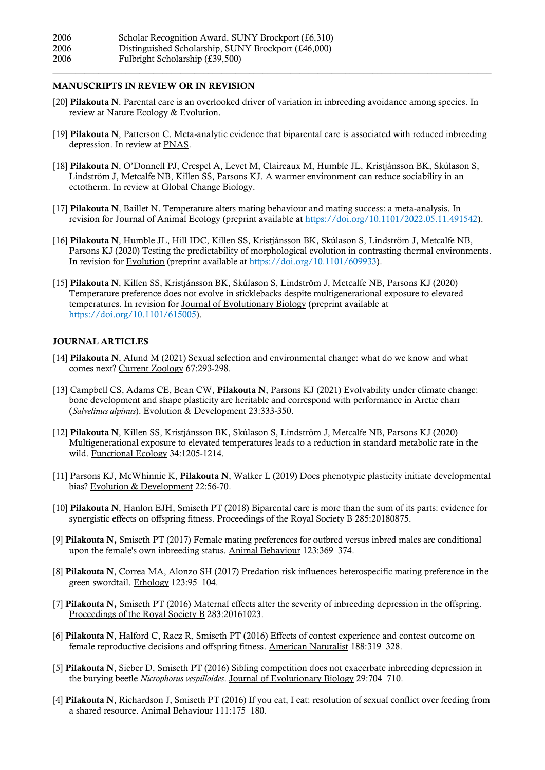2006 Scholar Recognition Award, SUNY Brockport (£6,310)
2006 Distinguished Scholarship, SUNY Brockport (£46,000)
2006 Fulbright Scholarship (£39,500)

---

## MANUSCRIPTS IN REVIEW OR IN REVISION

[20] **Pilakouta N**. Parental care is an overlooked driver of variation in inbreeding avoidance among species. In review at Nature Ecology & Evolution.

[19] **Pilakouta N**, Patterson C. Meta-analytic evidence that biparental care is associated with reduced inbreeding depression. In review at PNAS.

[18] **Pilakouta N**, O'Donnell PJ, Crespel A, Levet M, Claireaux M, Humble JL, Kristjánsson BK, Skúlason S, Lindström J, Metcalfe NB, Killen SS, Parsons KJ. A warmer environment can reduce sociability in an ectotherm. In review at Global Change Biology.

[17] **Pilakouta N**, Baillet N. Temperature alters mating behaviour and mating success: a meta-analysis. In revision for Journal of Animal Ecology (preprint available at https://doi.org/10.1101/2022.05.11.491542).

[16] **Pilakouta N**, Humble JL, Hill IDC, Killen SS, Kristjánsson BK, Skúlason S, Lindström J, Metcalfe NB, Parsons KJ (2020) Testing the predictability of morphological evolution in contrasting thermal environments. In revision for Evolution (preprint available at https://doi.org/10.1101/609933).

[15] **Pilakouta N**, Killen SS, Kristjánsson BK, Skúlason S, Lindström J, Metcalfe NB, Parsons KJ (2020) Temperature preference does not evolve in sticklebacks despite multigenerational exposure to elevated temperatures. In revision for Journal of Evolutionary Biology (preprint available at https://doi.org/10.1101/615005).

## JOURNAL ARTICLES

[14] **Pilakouta N**, Alund M (2021) Sexual selection and environmental change: what do we know and what comes next? Current Zoology 67:293-298.

[13] Campbell CS, Adams CE, Bean CW, **Pilakouta N**, Parsons KJ (2021) Evolvability under climate change: bone development and shape plasticity are heritable and correspond with performance in Arctic charr (*Salvelinus alpinus*). Evolution & Development 23:333-350.

[12] **Pilakouta N**, Killen SS, Kristjánsson BK, Skúlason S, Lindström J, Metcalfe NB, Parsons KJ (2020) Multigenerational exposure to elevated temperatures leads to a reduction in standard metabolic rate in the wild. Functional Ecology 34:1205-1214.

[11] Parsons KJ, McWhinnie K, **Pilakouta N**, Walker L (2019) Does phenotypic plasticity initiate developmental bias? Evolution & Development 22:56-70.

[10] **Pilakouta N**, Hanlon EJH, Smiseth PT (2018) Biparental care is more than the sum of its parts: evidence for synergistic effects on offspring fitness. Proceedings of the Royal Society B 285:20180875.

[9] **Pilakouta N,** Smiseth PT (2017) Female mating preferences for outbred versus inbred males are conditional upon the female's own inbreeding status. Animal Behaviour 123:369–374.

[8] **Pilakouta N**, Correa MA, Alonzo SH (2017) Predation risk influences heterospecific mating preference in the green swordtail. Ethology 123:95–104.

[7] **Pilakouta N,** Smiseth PT (2016) Maternal effects alter the severity of inbreeding depression in the offspring. Proceedings of the Royal Society B 283:20161023.

[6] **Pilakouta N**, Halford C, Racz R, Smiseth PT (2016) Effects of contest experience and contest outcome on female reproductive decisions and offspring fitness. American Naturalist 188:319–328.

[5] **Pilakouta N**, Sieber D, Smiseth PT (2016) Sibling competition does not exacerbate inbreeding depression in the burying beetle *Nicrophorus vespilloides*. Journal of Evolutionary Biology 29:704–710.

[4] **Pilakouta N**, Richardson J, Smiseth PT (2016) If you eat, I eat: resolution of sexual conflict over feeding from a shared resource. Animal Behaviour 111:175–180.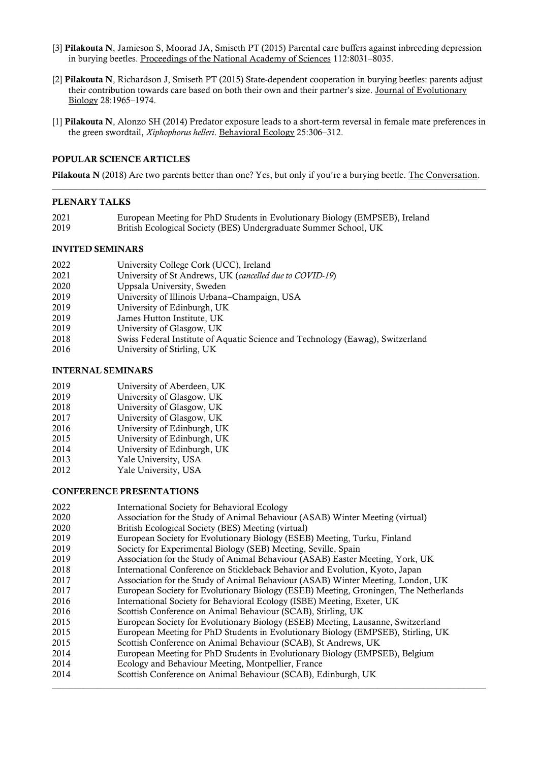[3] **Pilakouta N**, Jamieson S, Moorad JA, Smiseth PT (2015) Parental care buffers against inbreeding depression in burying beetles. Proceedings of the National Academy of Sciences 112:8031–8035.

[2] **Pilakouta N**, Richardson J, Smiseth PT (2015) State-dependent cooperation in burying beetles: parents adjust their contribution towards care based on both their own and their partner's size. Journal of Evolutionary Biology 28:1965–1974.

[1] **Pilakouta N**, Alonzo SH (2014) Predator exposure leads to a short-term reversal in female mate preferences in the green swordtail, *Xiphophorus helleri*. Behavioral Ecology 25:306–312.

## POPULAR SCIENCE ARTICLES

**Pilakouta N** (2018) Are two parents better than one? Yes, but only if you're a burying beetle. The Conversation.

---

## PLENARY TALKS

2021 European Meeting for PhD Students in Evolutionary Biology (EMPSEB), Ireland
2019 British Ecological Society (BES) Undergraduate Summer School, UK

## INVITED SEMINARS

2022 University College Cork (UCC), Ireland
2021 University of St Andrews, UK (*cancelled due to COVID-19*)
2020 Uppsala University, Sweden
2019 University of Illinois Urbana–Champaign, USA
2019 University of Edinburgh, UK
2019 James Hutton Institute, UK
2019 University of Glasgow, UK
2018 Swiss Federal Institute of Aquatic Science and Technology (Eawag), Switzerland
2016 University of Stirling, UK

## INTERNAL SEMINARS

2019 University of Aberdeen, UK
2019 University of Glasgow, UK
2018 University of Glasgow, UK
2017 University of Glasgow, UK
2016 University of Edinburgh, UK
2015 University of Edinburgh, UK
2014 University of Edinburgh, UK
2013 Yale University, USA
2012 Yale University, USA

## CONFERENCE PRESENTATIONS

2022 International Society for Behavioral Ecology
2020 Association for the Study of Animal Behaviour (ASAB) Winter Meeting (virtual)
2020 British Ecological Society (BES) Meeting (virtual)
2019 European Society for Evolutionary Biology (ESEB) Meeting, Turku, Finland
2019 Society for Experimental Biology (SEB) Meeting, Seville, Spain
2019 Association for the Study of Animal Behaviour (ASAB) Easter Meeting, York, UK
2018 International Conference on Stickleback Behavior and Evolution, Kyoto, Japan
2017 Association for the Study of Animal Behaviour (ASAB) Winter Meeting, London, UK
2017 European Society for Evolutionary Biology (ESEB) Meeting, Groningen, The Netherlands
2016 International Society for Behavioral Ecology (ISBE) Meeting, Exeter, UK
2016 Scottish Conference on Animal Behaviour (SCAB), Stirling, UK
2015 European Society for Evolutionary Biology (ESEB) Meeting, Lausanne, Switzerland
2015 European Meeting for PhD Students in Evolutionary Biology (EMPSEB), Stirling, UK
2015 Scottish Conference on Animal Behaviour (SCAB), St Andrews, UK
2014 European Meeting for PhD Students in Evolutionary Biology (EMPSEB), Belgium
2014 Ecology and Behaviour Meeting, Montpellier, France
2014 Scottish Conference on Animal Behaviour (SCAB), Edinburgh, UK

---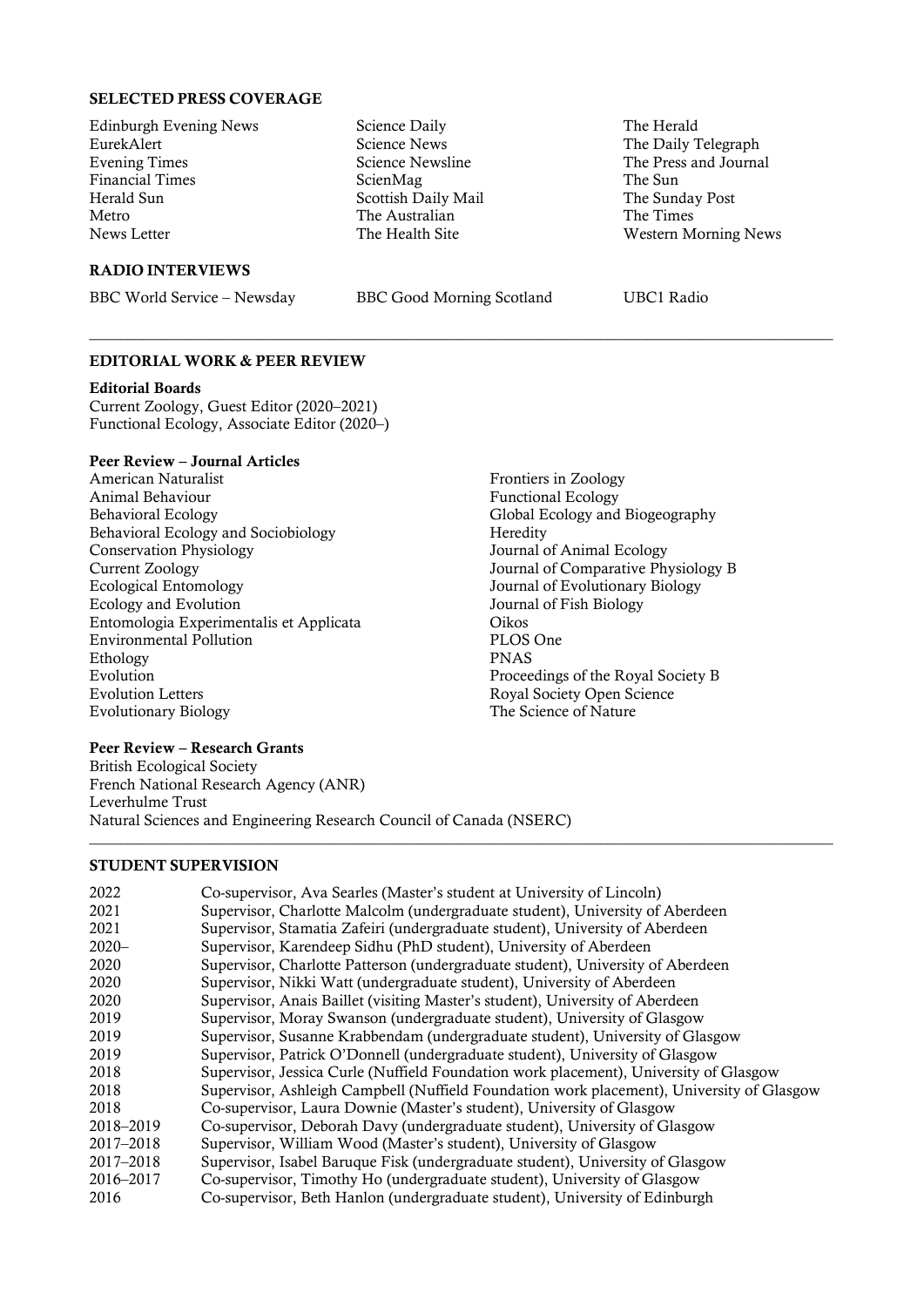## SELECTED PRESS COVERAGE

Edinburgh Evening News
EurekAlert
Evening Times
Financial Times
Herald Sun
Metro
News Letter
Science Daily
Science News
Science Newsline
ScienMag
Scottish Daily Mail
The Australian
The Health Site
The Herald
The Daily Telegraph
The Press and Journal
The Sun
The Sunday Post
The Times
Western Morning News

## RADIO INTERVIEWS

BBC World Service – Newsday
BBC Good Morning Scotland
UBC1 Radio

---

## EDITORIAL WORK & PEER REVIEW

**Editorial Boards**
Current Zoology, Guest Editor (2020–2021)
Functional Ecology, Associate Editor (2020–)

**Peer Review – Journal Articles**
American Naturalist
Animal Behaviour
Behavioral Ecology
Behavioral Ecology and Sociobiology
Conservation Physiology
Current Zoology
Ecological Entomology
Ecology and Evolution
Entomologia Experimentalis et Applicata
Environmental Pollution
Ethology
Evolution
Evolution Letters
Evolutionary Biology
Frontiers in Zoology
Functional Ecology
Global Ecology and Biogeography
Heredity
Journal of Animal Ecology
Journal of Comparative Physiology B
Journal of Evolutionary Biology
Journal of Fish Biology
Oikos
PLOS One
PNAS
Proceedings of the Royal Society B
Royal Society Open Science
The Science of Nature

**Peer Review – Research Grants**
British Ecological Society
French National Research Agency (ANR)
Leverhulme Trust
Natural Sciences and Engineering Research Council of Canada (NSERC)

---

## STUDENT SUPERVISION

| | |
|---|---|
| 2022 | Co-supervisor, Ava Searles (Master's student at University of Lincoln) |
| 2021 | Supervisor, Charlotte Malcolm (undergraduate student), University of Aberdeen |
| 2021 | Supervisor, Stamatia Zafeiri (undergraduate student), University of Aberdeen |
| 2020– | Supervisor, Karendeep Sidhu (PhD student), University of Aberdeen |
| 2020 | Supervisor, Charlotte Patterson (undergraduate student), University of Aberdeen |
| 2020 | Supervisor, Nikki Watt (undergraduate student), University of Aberdeen |
| 2020 | Supervisor, Anais Baillet (visiting Master's student), University of Aberdeen |
| 2019 | Supervisor, Moray Swanson (undergraduate student), University of Glasgow |
| 2019 | Supervisor, Susanne Krabbendam (undergraduate student), University of Glasgow |
| 2019 | Supervisor, Patrick O'Donnell (undergraduate student), University of Glasgow |
| 2018 | Supervisor, Jessica Curle (Nuffield Foundation work placement), University of Glasgow |
| 2018 | Supervisor, Ashleigh Campbell (Nuffield Foundation work placement), University of Glasgow |
| 2018 | Co-supervisor, Laura Downie (Master's student), University of Glasgow |
| 2018–2019 | Co-supervisor, Deborah Davy (undergraduate student), University of Glasgow |
| 2017–2018 | Supervisor, William Wood (Master's student), University of Glasgow |
| 2017–2018 | Supervisor, Isabel Baruque Fisk (undergraduate student), University of Glasgow |
| 2016–2017 | Co-supervisor, Timothy Ho (undergraduate student), University of Glasgow |
| 2016 | Co-supervisor, Beth Hanlon (undergraduate student), University of Edinburgh |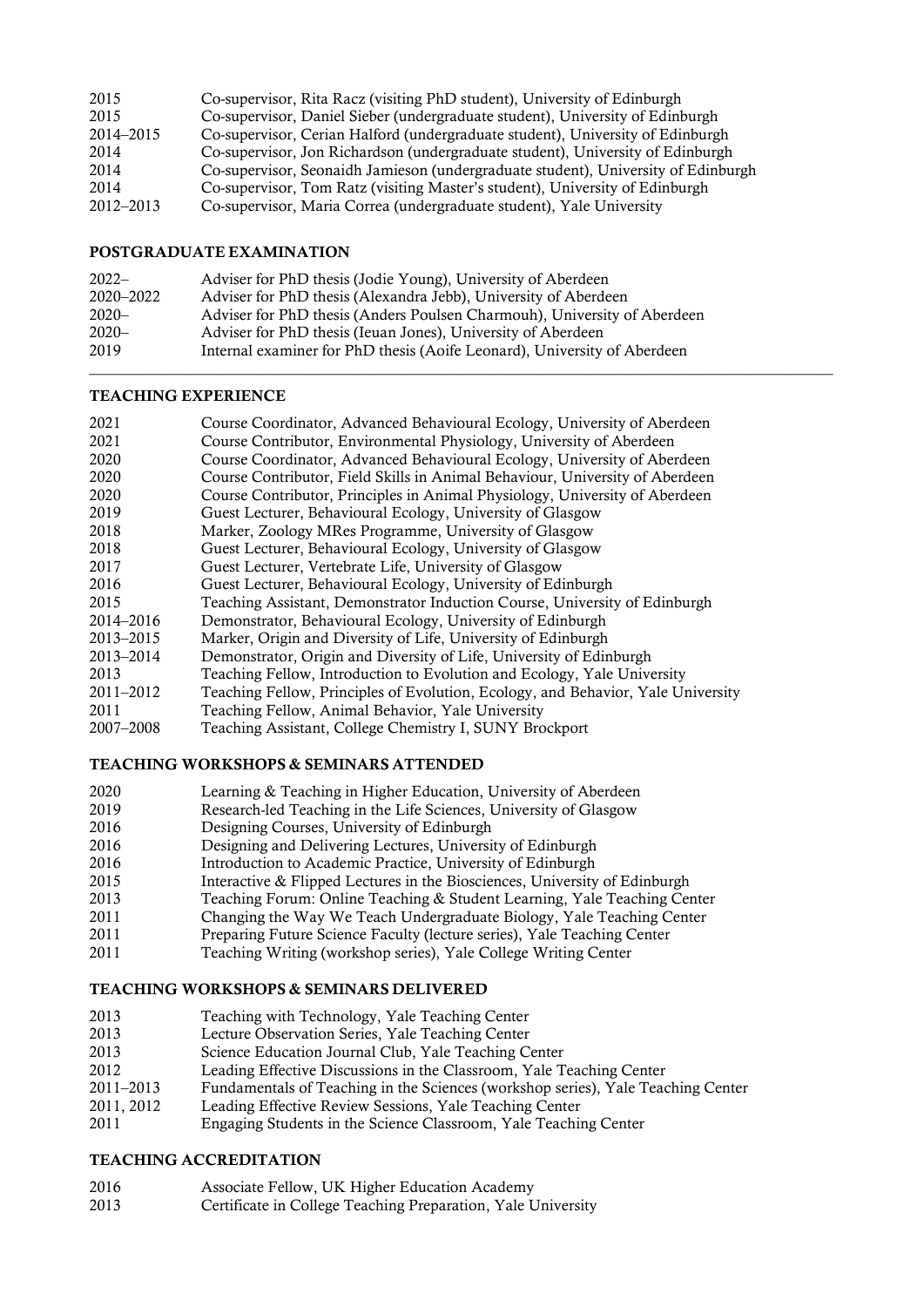| | |
|---|---|
| 2015 | Co-supervisor, Rita Racz (visiting PhD student), University of Edinburgh |
| 2015 | Co-supervisor, Daniel Sieber (undergraduate student), University of Edinburgh |
| 2014–2015 | Co-supervisor, Cerian Halford (undergraduate student), University of Edinburgh |
| 2014 | Co-supervisor, Jon Richardson (undergraduate student), University of Edinburgh |
| 2014 | Co-supervisor, Seonaidh Jamieson (undergraduate student), University of Edinburgh |
| 2014 | Co-supervisor, Tom Ratz (visiting Master's student), University of Edinburgh |
| 2012–2013 | Co-supervisor, Maria Correa (undergraduate student), Yale University |

### POSTGRADUATE EXAMINATION

| | |
|---|---|
| 2022– | Adviser for PhD thesis (Jodie Young), University of Aberdeen |
| 2020–2022 | Adviser for PhD thesis (Alexandra Jebb), University of Aberdeen |
| 2020– | Adviser for PhD thesis (Anders Poulsen Charmouh), University of Aberdeen |
| 2020– | Adviser for PhD thesis (Ieuan Jones), University of Aberdeen |
| 2019 | Internal examiner for PhD thesis (Aoife Leonard), University of Aberdeen |

---

### TEACHING EXPERIENCE

| | |
|---|---|
| 2021 | Course Coordinator, Advanced Behavioural Ecology, University of Aberdeen |
| 2021 | Course Contributor, Environmental Physiology, University of Aberdeen |
| 2020 | Course Coordinator, Advanced Behavioural Ecology, University of Aberdeen |
| 2020 | Course Contributor, Field Skills in Animal Behaviour, University of Aberdeen |
| 2020 | Course Contributor, Principles in Animal Physiology, University of Aberdeen |
| 2019 | Guest Lecturer, Behavioural Ecology, University of Glasgow |
| 2018 | Marker, Zoology MRes Programme, University of Glasgow |
| 2018 | Guest Lecturer, Behavioural Ecology, University of Glasgow |
| 2017 | Guest Lecturer, Vertebrate Life, University of Glasgow |
| 2016 | Guest Lecturer, Behavioural Ecology, University of Edinburgh |
| 2015 | Teaching Assistant, Demonstrator Induction Course, University of Edinburgh |
| 2014–2016 | Demonstrator, Behavioural Ecology, University of Edinburgh |
| 2013–2015 | Marker, Origin and Diversity of Life, University of Edinburgh |
| 2013–2014 | Demonstrator, Origin and Diversity of Life, University of Edinburgh |
| 2013 | Teaching Fellow, Introduction to Evolution and Ecology, Yale University |
| 2011–2012 | Teaching Fellow, Principles of Evolution, Ecology, and Behavior, Yale University |
| 2011 | Teaching Fellow, Animal Behavior, Yale University |
| 2007–2008 | Teaching Assistant, College Chemistry I, SUNY Brockport |

### TEACHING WORKSHOPS & SEMINARS ATTENDED

| | |
|---|---|
| 2020 | Learning & Teaching in Higher Education, University of Aberdeen |
| 2019 | Research-led Teaching in the Life Sciences, University of Glasgow |
| 2016 | Designing Courses, University of Edinburgh |
| 2016 | Designing and Delivering Lectures, University of Edinburgh |
| 2016 | Introduction to Academic Practice, University of Edinburgh |
| 2015 | Interactive & Flipped Lectures in the Biosciences, University of Edinburgh |
| 2013 | Teaching Forum: Online Teaching & Student Learning, Yale Teaching Center |
| 2011 | Changing the Way We Teach Undergraduate Biology, Yale Teaching Center |
| 2011 | Preparing Future Science Faculty (lecture series), Yale Teaching Center |
| 2011 | Teaching Writing (workshop series), Yale College Writing Center |

### TEACHING WORKSHOPS & SEMINARS DELIVERED

| | |
|---|---|
| 2013 | Teaching with Technology, Yale Teaching Center |
| 2013 | Lecture Observation Series, Yale Teaching Center |
| 2013 | Science Education Journal Club, Yale Teaching Center |
| 2012 | Leading Effective Discussions in the Classroom, Yale Teaching Center |
| 2011–2013 | Fundamentals of Teaching in the Sciences (workshop series), Yale Teaching Center |
| 2011, 2012 | Leading Effective Review Sessions, Yale Teaching Center |
| 2011 | Engaging Students in the Science Classroom, Yale Teaching Center |

### TEACHING ACCREDITATION

| | |
|---|---|
| 2016 | Associate Fellow, UK Higher Education Academy |
| 2013 | Certificate in College Teaching Preparation, Yale University |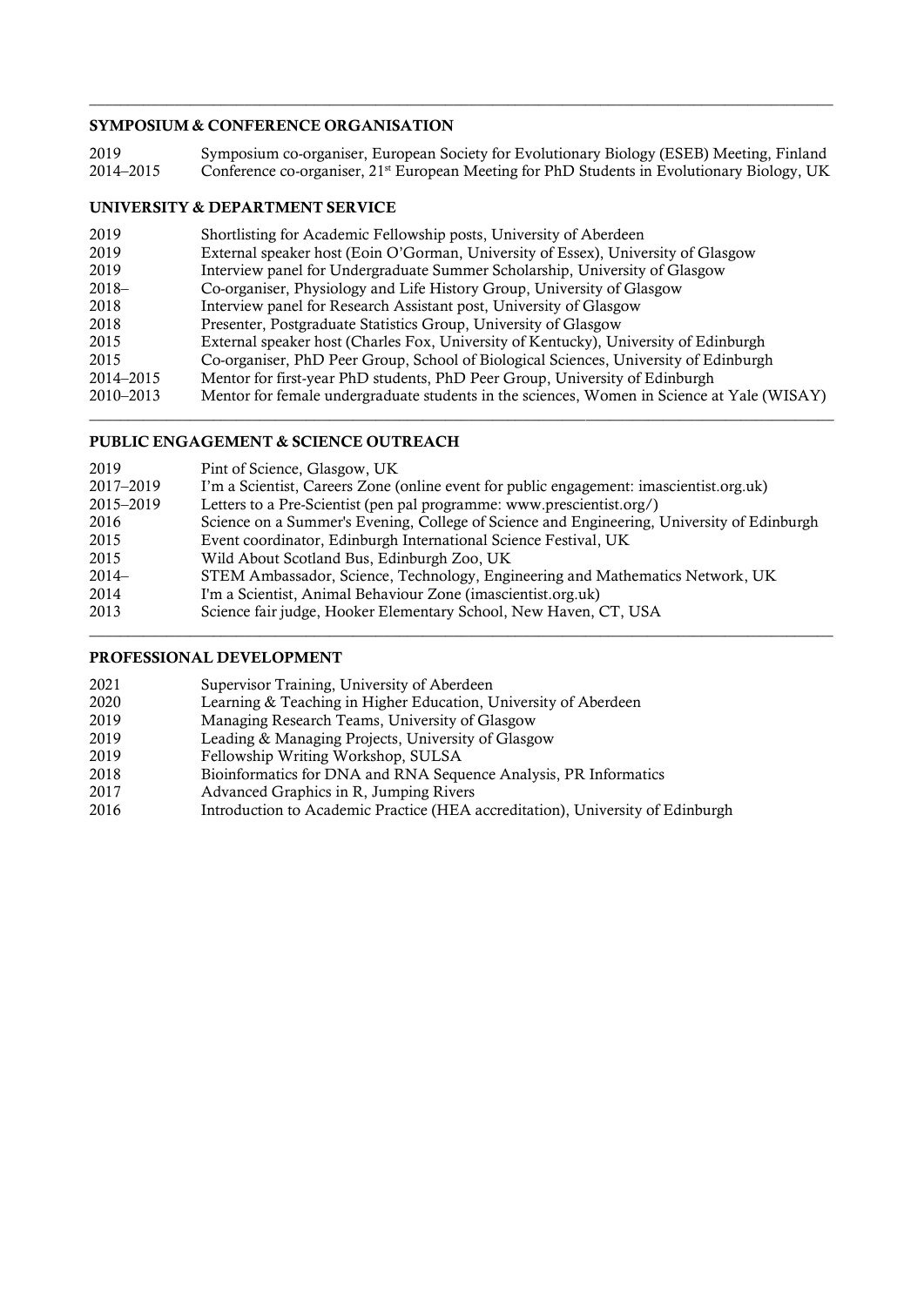## SYMPOSIUM & CONFERENCE ORGANISATION

| | |
|---|---|
| 2019 | Symposium co-organiser, European Society for Evolutionary Biology (ESEB) Meeting, Finland |
| 2014–2015 | Conference co-organiser, 21st European Meeting for PhD Students in Evolutionary Biology, UK |

## UNIVERSITY & DEPARTMENT SERVICE

| | |
|---|---|
| 2019 | Shortlisting for Academic Fellowship posts, University of Aberdeen |
| 2019 | External speaker host (Eoin O'Gorman, University of Essex), University of Glasgow |
| 2019 | Interview panel for Undergraduate Summer Scholarship, University of Glasgow |
| 2018– | Co-organiser, Physiology and Life History Group, University of Glasgow |
| 2018 | Interview panel for Research Assistant post, University of Glasgow |
| 2018 | Presenter, Postgraduate Statistics Group, University of Glasgow |
| 2015 | External speaker host (Charles Fox, University of Kentucky), University of Edinburgh |
| 2015 | Co-organiser, PhD Peer Group, School of Biological Sciences, University of Edinburgh |
| 2014–2015 | Mentor for first-year PhD students, PhD Peer Group, University of Edinburgh |
| 2010–2013 | Mentor for female undergraduate students in the sciences, Women in Science at Yale (WISAY) |

## PUBLIC ENGAGEMENT & SCIENCE OUTREACH

| | |
|---|---|
| 2019 | Pint of Science, Glasgow, UK |
| 2017–2019 | I'm a Scientist, Careers Zone (online event for public engagement: imascientist.org.uk) |
| 2015–2019 | Letters to a Pre-Scientist (pen pal programme: www.prescientist.org/) |
| 2016 | Science on a Summer's Evening, College of Science and Engineering, University of Edinburgh |
| 2015 | Event coordinator, Edinburgh International Science Festival, UK |
| 2015 | Wild About Scotland Bus, Edinburgh Zoo, UK |
| 2014– | STEM Ambassador, Science, Technology, Engineering and Mathematics Network, UK |
| 2014 | I'm a Scientist, Animal Behaviour Zone (imascientist.org.uk) |
| 2013 | Science fair judge, Hooker Elementary School, New Haven, CT, USA |

## PROFESSIONAL DEVELOPMENT

| | |
|---|---|
| 2021 | Supervisor Training, University of Aberdeen |
| 2020 | Learning & Teaching in Higher Education, University of Aberdeen |
| 2019 | Managing Research Teams, University of Glasgow |
| 2019 | Leading & Managing Projects, University of Glasgow |
| 2019 | Fellowship Writing Workshop, SULSA |
| 2018 | Bioinformatics for DNA and RNA Sequence Analysis, PR Informatics |
| 2017 | Advanced Graphics in R, Jumping Rivers |
| 2016 | Introduction to Academic Practice (HEA accreditation), University of Edinburgh |